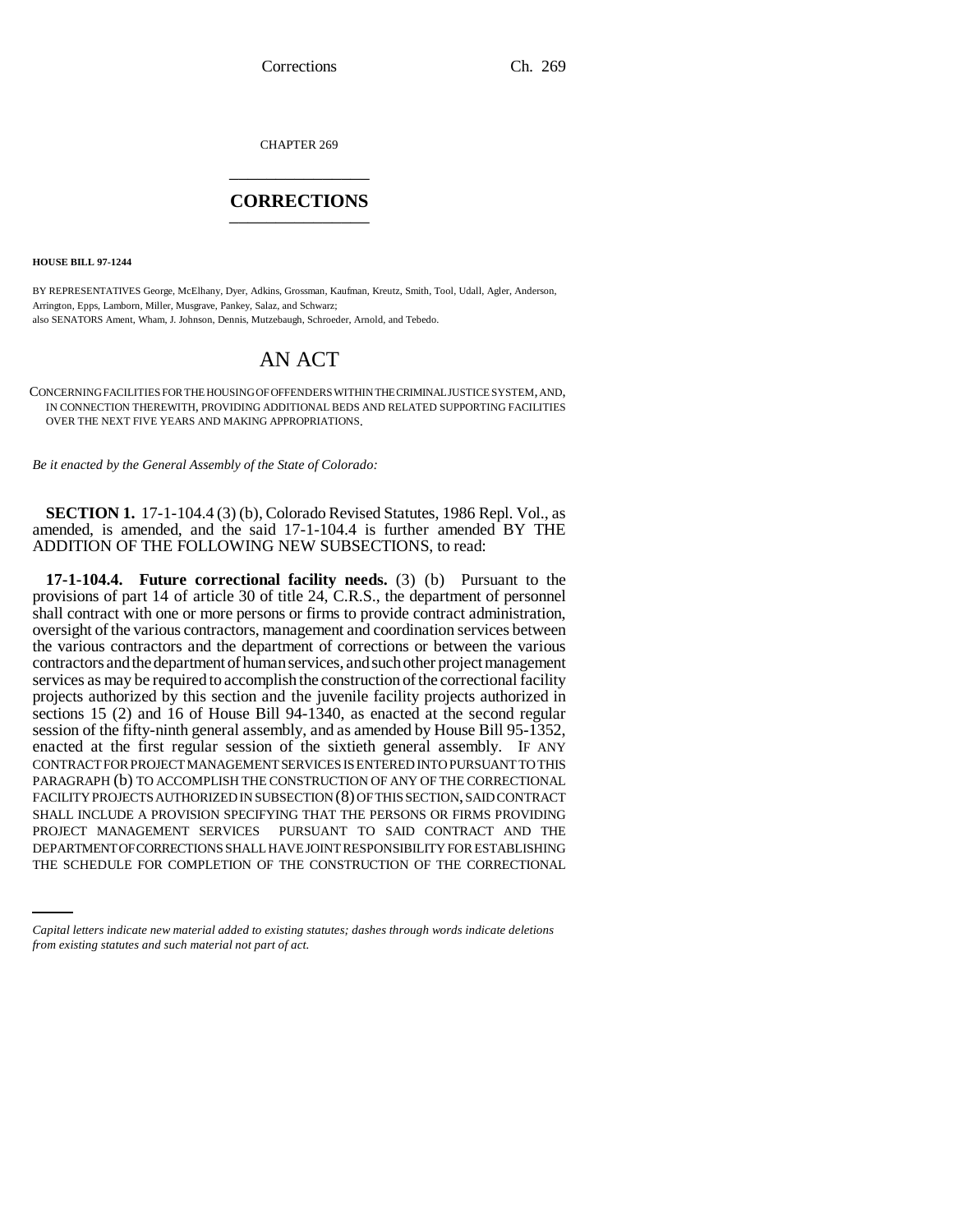CHAPTER 269

# CORRECTIONS

**HOUSE BILL 97-1244**

BY REPRESENTATIVES George, McElhany, Dyer, Adkins, Grossman, Kaufman, Kreutz, Smith, Tool, Udall, Agler, Anderson, Arrington, Epps, Lamborn, Miller, Musgrave, Pankey, Salaz, and Schwarz;
also SENATORS Ament, Wham, J. Johnson, Dennis, Mutzebaugh, Schroeder, Arnold, and Tebedo.

# AN ACT

CONCERNING FACILITIES FOR THE HOUSING OF OFFENDERS WITHIN THE CRIMINAL JUSTICE SYSTEM, AND, IN CONNECTION THEREWITH, PROVIDING ADDITIONAL BEDS AND RELATED SUPPORTING FACILITIES OVER THE NEXT FIVE YEARS AND MAKING APPROPRIATIONS.

*Be it enacted by the General Assembly of the State of Colorado:*

**SECTION 1.** 17-1-104.4 (3) (b), Colorado Revised Statutes, 1986 Repl. Vol., as amended, is amended, and the said 17-1-104.4 is further amended BY THE ADDITION OF THE FOLLOWING NEW SUBSECTIONS, to read:

**17-1-104.4. Future correctional facility needs.** (3) (b) Pursuant to the provisions of part 14 of article 30 of title 24, C.R.S., the department of personnel shall contract with one or more persons or firms to provide contract administration, oversight of the various contractors, management and coordination services between the various contractors and the department of corrections or between the various contractors and the department of human services, and such other project management services as may be required to accomplish the construction of the correctional facility projects authorized by this section and the juvenile facility projects authorized in sections 15 (2) and 16 of House Bill 94-1340, as enacted at the second regular session of the fifty-ninth general assembly, and as amended by House Bill 95-1352, enacted at the first regular session of the sixtieth general assembly. IF ANY CONTRACT FOR PROJECT MANAGEMENT SERVICES IS ENTERED INTO PURSUANT TO THIS PARAGRAPH (b) TO ACCOMPLISH THE CONSTRUCTION OF ANY OF THE CORRECTIONAL FACILITY PROJECTS AUTHORIZED IN SUBSECTION (8) OF THIS SECTION, SAID CONTRACT SHALL INCLUDE A PROVISION SPECIFYING THAT THE PERSONS OR FIRMS PROVIDING PROJECT MANAGEMENT SERVICES PURSUANT TO SAID CONTRACT AND THE DEPARTMENT OF CORRECTIONS SHALL HAVE JOINT RESPONSIBILITY FOR ESTABLISHING THE SCHEDULE FOR COMPLETION OF THE CONSTRUCTION OF THE CORRECTIONAL

*Capital letters indicate new material added to existing statutes; dashes through words indicate deletions from existing statutes and such material not part of act.*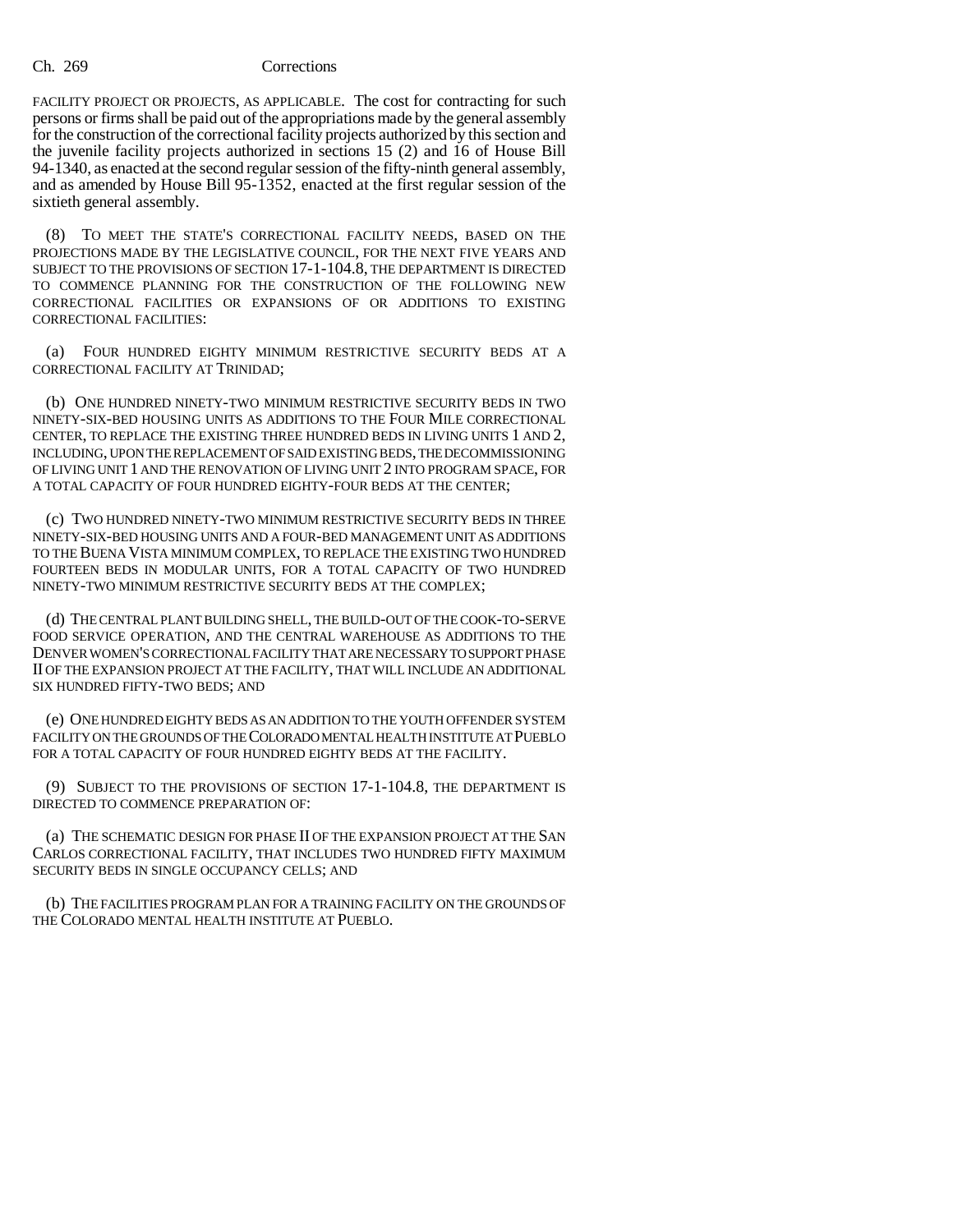FACILITY PROJECT OR PROJECTS, AS APPLICABLE. The cost for contracting for such persons or firms shall be paid out of the appropriations made by the general assembly for the construction of the correctional facility projects authorized by this section and the juvenile facility projects authorized in sections 15 (2) and 16 of House Bill 94-1340, as enacted at the second regular session of the fifty-ninth general assembly, and as amended by House Bill 95-1352, enacted at the first regular session of the sixtieth general assembly.

(8) TO MEET THE STATE'S CORRECTIONAL FACILITY NEEDS, BASED ON THE PROJECTIONS MADE BY THE LEGISLATIVE COUNCIL, FOR THE NEXT FIVE YEARS AND SUBJECT TO THE PROVISIONS OF SECTION 17-1-104.8, THE DEPARTMENT IS DIRECTED TO COMMENCE PLANNING FOR THE CONSTRUCTION OF THE FOLLOWING NEW CORRECTIONAL FACILITIES OR EXPANSIONS OF OR ADDITIONS TO EXISTING CORRECTIONAL FACILITIES:

(a) FOUR HUNDRED EIGHTY MINIMUM RESTRICTIVE SECURITY BEDS AT A CORRECTIONAL FACILITY AT TRINIDAD;

(b) ONE HUNDRED NINETY-TWO MINIMUM RESTRICTIVE SECURITY BEDS IN TWO NINETY-SIX-BED HOUSING UNITS AS ADDITIONS TO THE FOUR MILE CORRECTIONAL CENTER, TO REPLACE THE EXISTING THREE HUNDRED BEDS IN LIVING UNITS 1 AND 2, INCLUDING, UPON THE REPLACEMENT OF SAID EXISTING BEDS, THE DECOMMISSIONING OF LIVING UNIT 1 AND THE RENOVATION OF LIVING UNIT 2 INTO PROGRAM SPACE, FOR A TOTAL CAPACITY OF FOUR HUNDRED EIGHTY-FOUR BEDS AT THE CENTER;

(c) TWO HUNDRED NINETY-TWO MINIMUM RESTRICTIVE SECURITY BEDS IN THREE NINETY-SIX-BED HOUSING UNITS AND A FOUR-BED MANAGEMENT UNIT AS ADDITIONS TO THE BUENA VISTA MINIMUM COMPLEX, TO REPLACE THE EXISTING TWO HUNDRED FOURTEEN BEDS IN MODULAR UNITS, FOR A TOTAL CAPACITY OF TWO HUNDRED NINETY-TWO MINIMUM RESTRICTIVE SECURITY BEDS AT THE COMPLEX;

(d) THE CENTRAL PLANT BUILDING SHELL, THE BUILD-OUT OF THE COOK-TO-SERVE FOOD SERVICE OPERATION, AND THE CENTRAL WAREHOUSE AS ADDITIONS TO THE DENVER WOMEN'S CORRECTIONAL FACILITY THAT ARE NECESSARY TO SUPPORT PHASE II OF THE EXPANSION PROJECT AT THE FACILITY, THAT WILL INCLUDE AN ADDITIONAL SIX HUNDRED FIFTY-TWO BEDS; AND

(e) ONE HUNDRED EIGHTY BEDS AS AN ADDITION TO THE YOUTH OFFENDER SYSTEM FACILITY ON THE GROUNDS OF THE COLORADO MENTAL HEALTH INSTITUTE AT PUEBLO FOR A TOTAL CAPACITY OF FOUR HUNDRED EIGHTY BEDS AT THE FACILITY.

(9) SUBJECT TO THE PROVISIONS OF SECTION 17-1-104.8, THE DEPARTMENT IS DIRECTED TO COMMENCE PREPARATION OF:

(a) THE SCHEMATIC DESIGN FOR PHASE II OF THE EXPANSION PROJECT AT THE SAN CARLOS CORRECTIONAL FACILITY, THAT INCLUDES TWO HUNDRED FIFTY MAXIMUM SECURITY BEDS IN SINGLE OCCUPANCY CELLS; AND

(b) THE FACILITIES PROGRAM PLAN FOR A TRAINING FACILITY ON THE GROUNDS OF THE COLORADO MENTAL HEALTH INSTITUTE AT PUEBLO.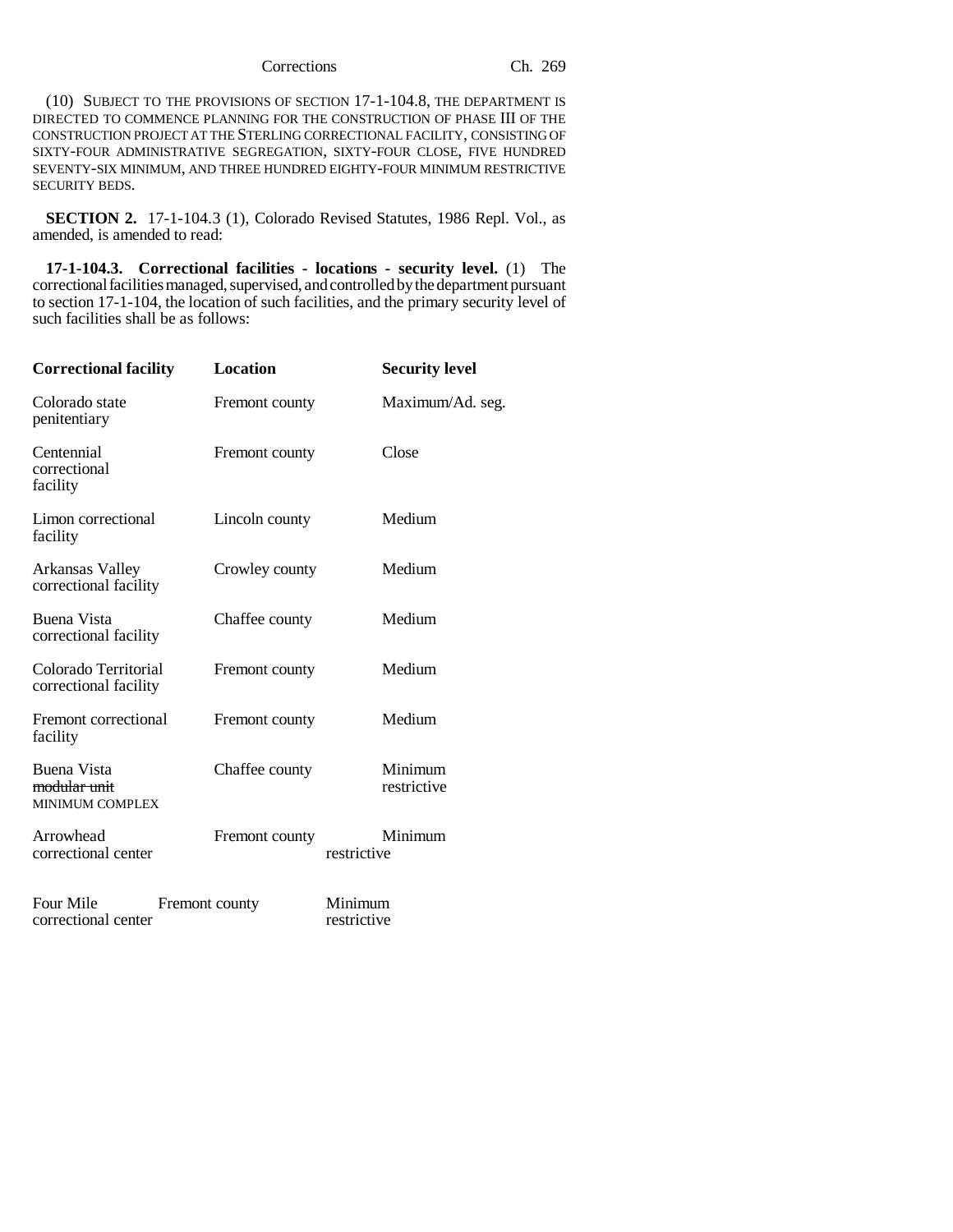(10) SUBJECT TO THE PROVISIONS OF SECTION 17-1-104.8, THE DEPARTMENT IS DIRECTED TO COMMENCE PLANNING FOR THE CONSTRUCTION OF PHASE III OF THE CONSTRUCTION PROJECT AT THE STERLING CORRECTIONAL FACILITY, CONSISTING OF SIXTY-FOUR ADMINISTRATIVE SEGREGATION, SIXTY-FOUR CLOSE, FIVE HUNDRED SEVENTY-SIX MINIMUM, AND THREE HUNDRED EIGHTY-FOUR MINIMUM RESTRICTIVE SECURITY BEDS.

**SECTION 2.** 17-1-104.3 (1), Colorado Revised Statutes, 1986 Repl. Vol., as amended, is amended to read:

**17-1-104.3. Correctional facilities - locations - security level.** (1) The correctional facilities managed, supervised, and controlled by the department pursuant to section 17-1-104, the location of such facilities, and the primary security level of such facilities shall be as follows:

| Correctional facility | Location | Security level |
|---|---|---|
| Colorado state penitentiary | Fremont county | Maximum/Ad. seg. |
| Centennial correctional facility | Fremont county | Close |
| Limon correctional facility | Lincoln county | Medium |
| Arkansas Valley correctional facility | Crowley county | Medium |
| Buena Vista correctional facility | Chaffee county | Medium |
| Colorado Territorial correctional facility | Fremont county | Medium |
| Fremont correctional facility | Fremont county | Medium |
| Buena Vista ~~modular unit~~ MINIMUM COMPLEX | Chaffee county | Minimum restrictive |
| Arrowhead correctional center | Fremont county | Minimum restrictive |
| Four Mile correctional center | Fremont county | Minimum restrictive |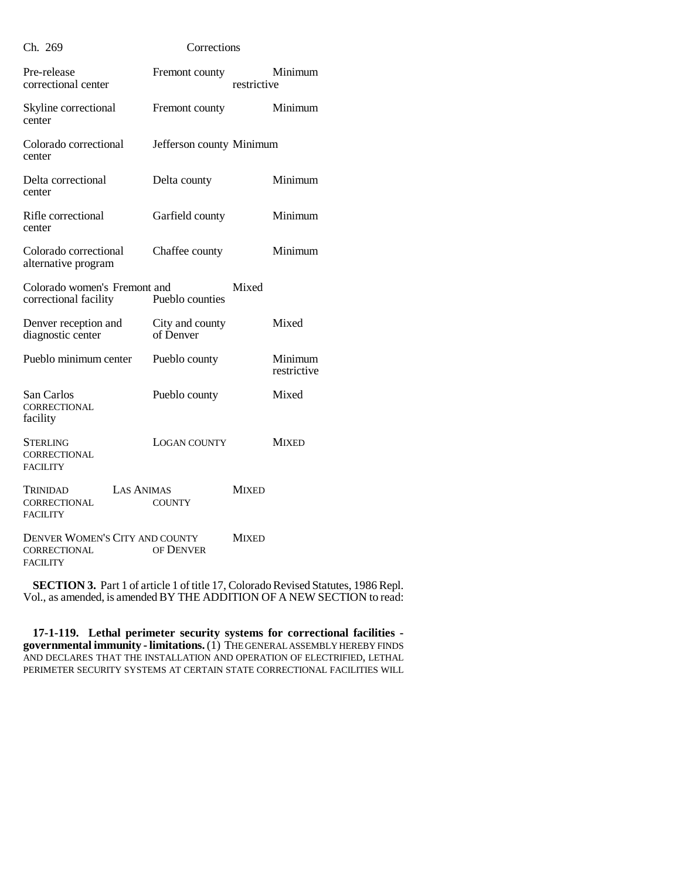| | | |
|---|---|---|
| Pre-release correctional center | Fremont county | Minimum restrictive |
| Skyline correctional center | Fremont county | Minimum |
| Colorado correctional center | Jefferson county | Minimum |
| Delta correctional center | Delta county | Minimum |
| Rifle correctional center | Garfield county | Minimum |
| Colorado correctional alternative program | Chaffee county | Minimum |
| Colorado women's correctional facility | Fremont and Pueblo counties | Mixed |
| Denver reception and diagnostic center | City and county of Denver | Mixed |
| Pueblo minimum center | Pueblo county | Minimum restrictive |
| San Carlos CORRECTIONAL facility | Pueblo county | Mixed |
| STERLING CORRECTIONAL FACILITY | LOGAN COUNTY | MIXED |
| TRINIDAD CORRECTIONAL FACILITY | LAS ANIMAS COUNTY | MIXED |
| DENVER WOMEN'S CORRECTIONAL FACILITY | CITY AND COUNTY OF DENVER | MIXED |

**SECTION 3.** Part 1 of article 1 of title 17, Colorado Revised Statutes, 1986 Repl. Vol., as amended, is amended BY THE ADDITION OF A NEW SECTION to read:

**17-1-119. Lethal perimeter security systems for correctional facilities - governmental immunity - limitations.** (1) THE GENERAL ASSEMBLY HEREBY FINDS AND DECLARES THAT THE INSTALLATION AND OPERATION OF ELECTRIFIED, LETHAL PERIMETER SECURITY SYSTEMS AT CERTAIN STATE CORRECTIONAL FACILITIES WILL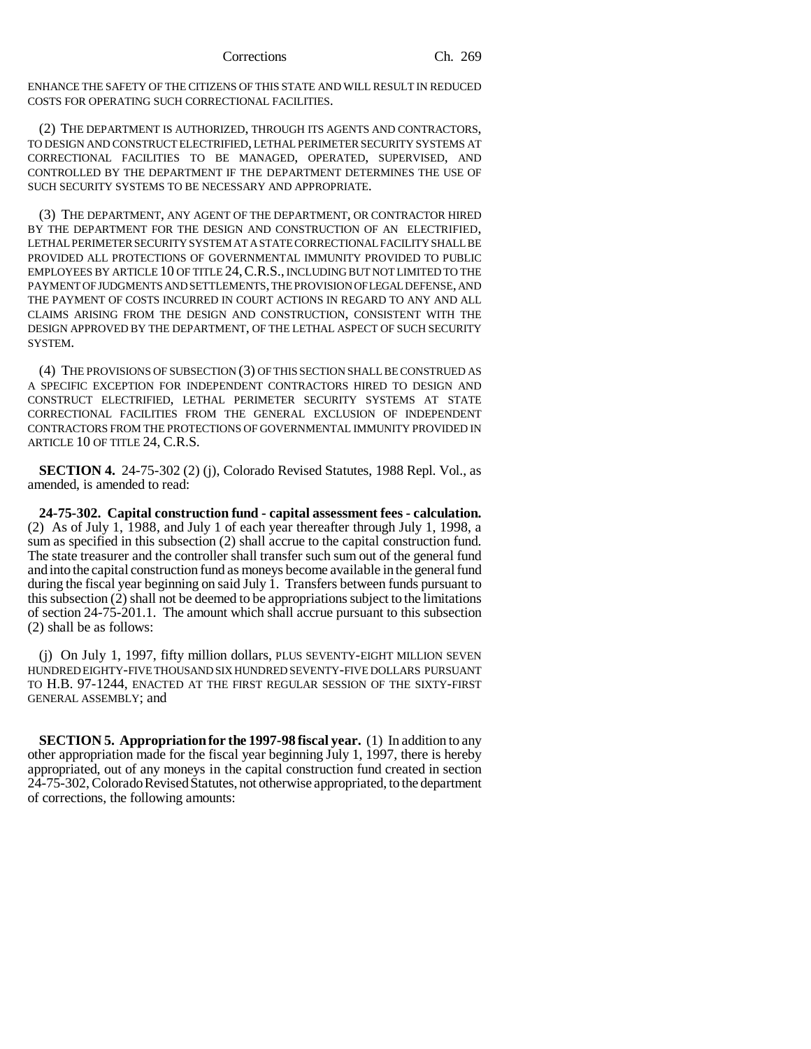ENHANCE THE SAFETY OF THE CITIZENS OF THIS STATE AND WILL RESULT IN REDUCED COSTS FOR OPERATING SUCH CORRECTIONAL FACILITIES.

(2) THE DEPARTMENT IS AUTHORIZED, THROUGH ITS AGENTS AND CONTRACTORS, TO DESIGN AND CONSTRUCT ELECTRIFIED, LETHAL PERIMETER SECURITY SYSTEMS AT CORRECTIONAL FACILITIES TO BE MANAGED, OPERATED, SUPERVISED, AND CONTROLLED BY THE DEPARTMENT IF THE DEPARTMENT DETERMINES THE USE OF SUCH SECURITY SYSTEMS TO BE NECESSARY AND APPROPRIATE.

(3) THE DEPARTMENT, ANY AGENT OF THE DEPARTMENT, OR CONTRACTOR HIRED BY THE DEPARTMENT FOR THE DESIGN AND CONSTRUCTION OF AN ELECTRIFIED, LETHAL PERIMETER SECURITY SYSTEM AT A STATE CORRECTIONAL FACILITY SHALL BE PROVIDED ALL PROTECTIONS OF GOVERNMENTAL IMMUNITY PROVIDED TO PUBLIC EMPLOYEES BY ARTICLE 10 OF TITLE 24, C.R.S., INCLUDING BUT NOT LIMITED TO THE PAYMENT OF JUDGMENTS AND SETTLEMENTS, THE PROVISION OF LEGAL DEFENSE, AND THE PAYMENT OF COSTS INCURRED IN COURT ACTIONS IN REGARD TO ANY AND ALL CLAIMS ARISING FROM THE DESIGN AND CONSTRUCTION, CONSISTENT WITH THE DESIGN APPROVED BY THE DEPARTMENT, OF THE LETHAL ASPECT OF SUCH SECURITY SYSTEM.

(4) THE PROVISIONS OF SUBSECTION (3) OF THIS SECTION SHALL BE CONSTRUED AS A SPECIFIC EXCEPTION FOR INDEPENDENT CONTRACTORS HIRED TO DESIGN AND CONSTRUCT ELECTRIFIED, LETHAL PERIMETER SECURITY SYSTEMS AT STATE CORRECTIONAL FACILITIES FROM THE GENERAL EXCLUSION OF INDEPENDENT CONTRACTORS FROM THE PROTECTIONS OF GOVERNMENTAL IMMUNITY PROVIDED IN ARTICLE 10 OF TITLE 24, C.R.S.

**SECTION 4.** 24-75-302 (2) (j), Colorado Revised Statutes, 1988 Repl. Vol., as amended, is amended to read:

**24-75-302. Capital construction fund - capital assessment fees - calculation.** (2) As of July 1, 1988, and July 1 of each year thereafter through July 1, 1998, a sum as specified in this subsection (2) shall accrue to the capital construction fund. The state treasurer and the controller shall transfer such sum out of the general fund and into the capital construction fund as moneys become available in the general fund during the fiscal year beginning on said July 1. Transfers between funds pursuant to this subsection (2) shall not be deemed to be appropriations subject to the limitations of section 24-75-201.1. The amount which shall accrue pursuant to this subsection (2) shall be as follows:

(j) On July 1, 1997, fifty million dollars, PLUS SEVENTY-EIGHT MILLION SEVEN HUNDRED EIGHTY-FIVE THOUSAND SIX HUNDRED SEVENTY-FIVE DOLLARS PURSUANT TO H.B. 97-1244, ENACTED AT THE FIRST REGULAR SESSION OF THE SIXTY-FIRST GENERAL ASSEMBLY; and

**SECTION 5. Appropriation for the 1997-98 fiscal year.** (1) In addition to any other appropriation made for the fiscal year beginning July 1, 1997, there is hereby appropriated, out of any moneys in the capital construction fund created in section 24-75-302, Colorado Revised Statutes, not otherwise appropriated, to the department of corrections, the following amounts: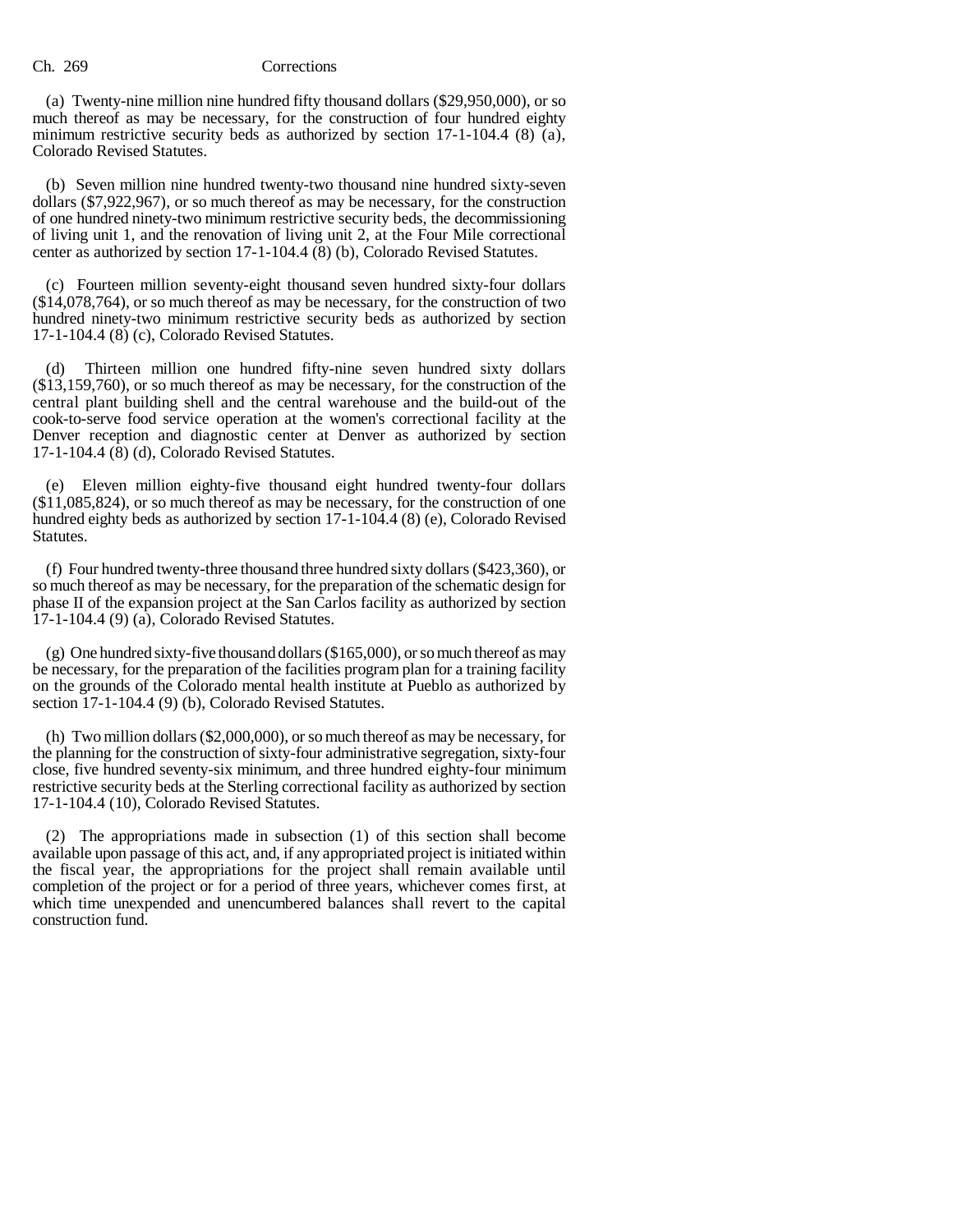(a) Twenty-nine million nine hundred fifty thousand dollars ($29,950,000), or so much thereof as may be necessary, for the construction of four hundred eighty minimum restrictive security beds as authorized by section 17-1-104.4 (8) (a), Colorado Revised Statutes.

(b) Seven million nine hundred twenty-two thousand nine hundred sixty-seven dollars ($7,922,967), or so much thereof as may be necessary, for the construction of one hundred ninety-two minimum restrictive security beds, the decommissioning of living unit 1, and the renovation of living unit 2, at the Four Mile correctional center as authorized by section 17-1-104.4 (8) (b), Colorado Revised Statutes.

(c) Fourteen million seventy-eight thousand seven hundred sixty-four dollars ($14,078,764), or so much thereof as may be necessary, for the construction of two hundred ninety-two minimum restrictive security beds as authorized by section 17-1-104.4 (8) (c), Colorado Revised Statutes.

(d) Thirteen million one hundred fifty-nine seven hundred sixty dollars ($13,159,760), or so much thereof as may be necessary, for the construction of the central plant building shell and the central warehouse and the build-out of the cook-to-serve food service operation at the women's correctional facility at the Denver reception and diagnostic center at Denver as authorized by section 17-1-104.4 (8) (d), Colorado Revised Statutes.

(e) Eleven million eighty-five thousand eight hundred twenty-four dollars ($11,085,824), or so much thereof as may be necessary, for the construction of one hundred eighty beds as authorized by section 17-1-104.4 (8) (e), Colorado Revised Statutes.

(f) Four hundred twenty-three thousand three hundred sixty dollars ($423,360), or so much thereof as may be necessary, for the preparation of the schematic design for phase II of the expansion project at the San Carlos facility as authorized by section 17-1-104.4 (9) (a), Colorado Revised Statutes.

(g) One hundred sixty-five thousand dollars ($165,000), or so much thereof as may be necessary, for the preparation of the facilities program plan for a training facility on the grounds of the Colorado mental health institute at Pueblo as authorized by section 17-1-104.4 (9) (b), Colorado Revised Statutes.

(h) Two million dollars ($2,000,000), or so much thereof as may be necessary, for the planning for the construction of sixty-four administrative segregation, sixty-four close, five hundred seventy-six minimum, and three hundred eighty-four minimum restrictive security beds at the Sterling correctional facility as authorized by section 17-1-104.4 (10), Colorado Revised Statutes.

(2) The appropriations made in subsection (1) of this section shall become available upon passage of this act, and, if any appropriated project is initiated within the fiscal year, the appropriations for the project shall remain available until completion of the project or for a period of three years, whichever comes first, at which time unexpended and unencumbered balances shall revert to the capital construction fund.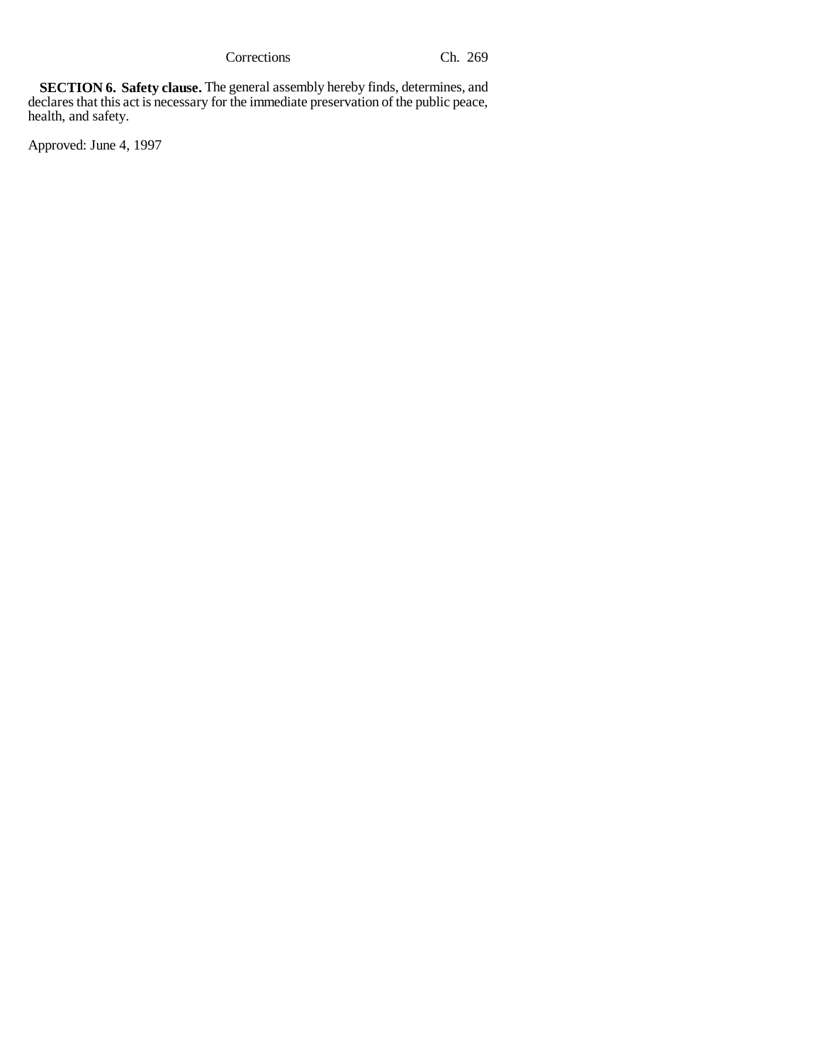**SECTION 6. Safety clause.** The general assembly hereby finds, determines, and declares that this act is necessary for the immediate preservation of the public peace, health, and safety.

Approved: June 4, 1997